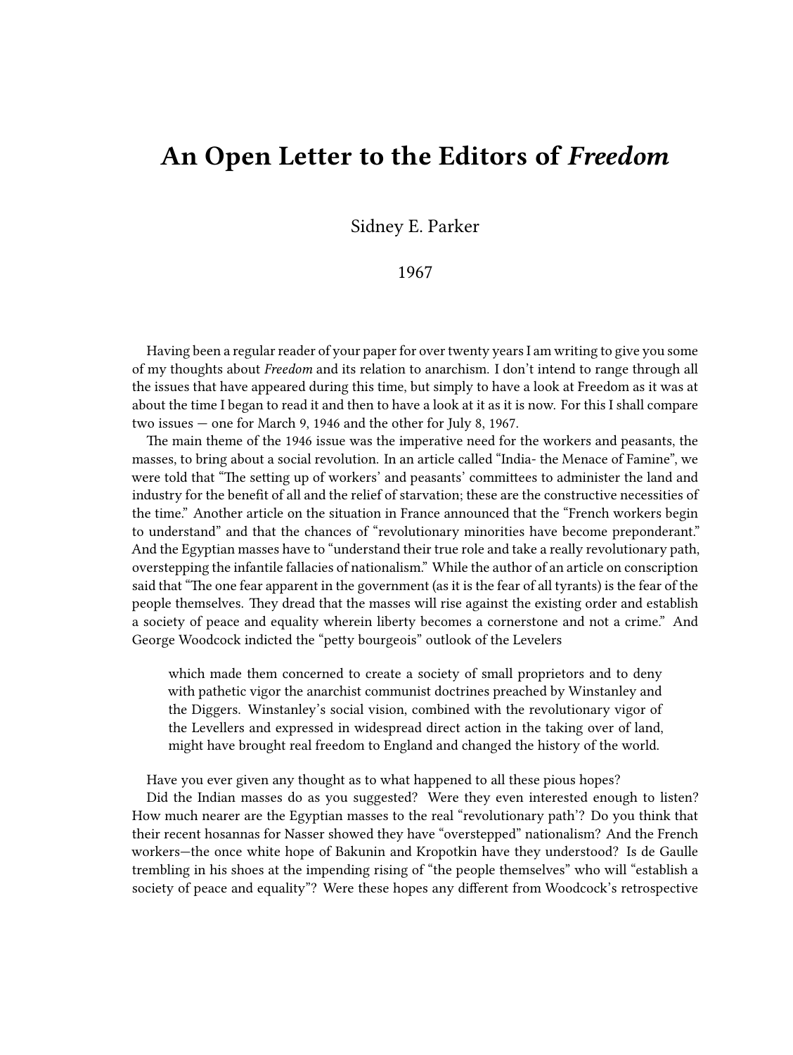# An Open Letter to the Editors of *Freedom*

Sidney E. Parker

1967

Having been a regular reader of your paper for over twenty years I am writing to give you some of my thoughts about *Freedom* and its relation to anarchism. I don't intend to range through all the issues that have appeared during this time, but simply to have a look at Freedom as it was at about the time I began to read it and then to have a look at it as it is now. For this I shall compare two issues — one for March 9, 1946 and the other for July 8, 1967.

The main theme of the 1946 issue was the imperative need for the workers and peasants, the masses, to bring about a social revolution. In an article called "India- the Menace of Famine", we were told that "The setting up of workers' and peasants' committees to administer the land and industry for the benefit of all and the relief of starvation; these are the constructive necessities of the time." Another article on the situation in France announced that the "French workers begin to understand" and that the chances of "revolutionary minorities have become preponderant." And the Egyptian masses have to "understand their true role and take a really revolutionary path, overstepping the infantile fallacies of nationalism." While the author of an article on conscription said that "The one fear apparent in the government (as it is the fear of all tyrants) is the fear of the people themselves. They dread that the masses will rise against the existing order and establish a society of peace and equality wherein liberty becomes a cornerstone and not a crime." And George Woodcock indicted the "petty bourgeois" outlook of the Levelers

> which made them concerned to create a society of small proprietors and to deny with pathetic vigor the anarchist communist doctrines preached by Winstanley and the Diggers. Winstanley's social vision, combined with the revolutionary vigor of the Levellers and expressed in widespread direct action in the taking over of land, might have brought real freedom to England and changed the history of the world.

Have you ever given any thought as to what happened to all these pious hopes?

Did the Indian masses do as you suggested? Were they even interested enough to listen? How much nearer are the Egyptian masses to the real "revolutionary path'? Do you think that their recent hosannas for Nasser showed they have "overstepped" nationalism? And the French workers—the once white hope of Bakunin and Kropotkin have they understood? Is de Gaulle trembling in his shoes at the impending rising of "the people themselves" who will "establish a society of peace and equality"? Were these hopes any different from Woodcock's retrospective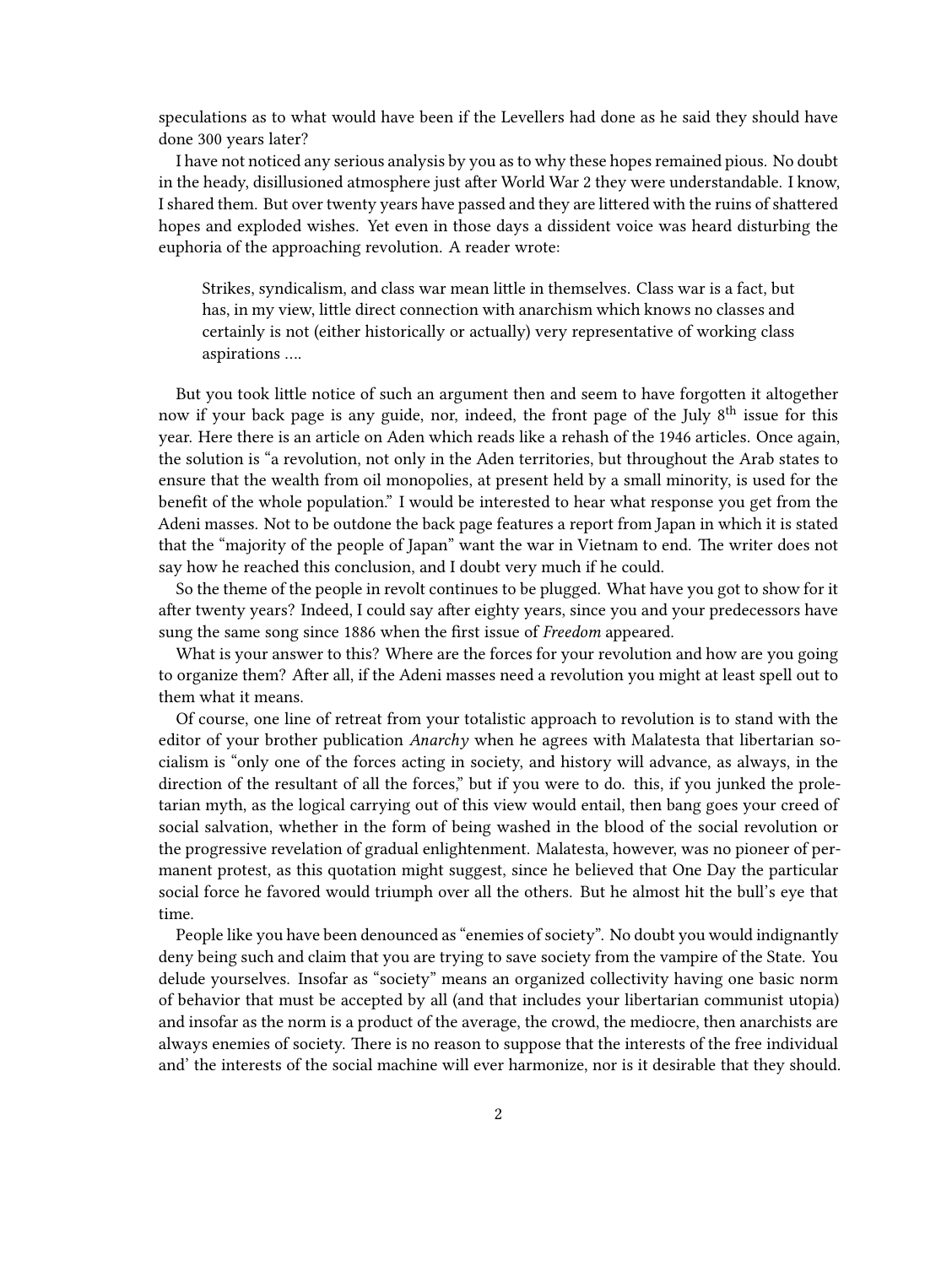speculations as to what would have been if the Levellers had done as he said they should have done 300 years later?

I have not noticed any serious analysis by you as to why these hopes remained pious. No doubt in the heady, disillusioned atmosphere just after World War 2 they were understandable. I know, I shared them. But over twenty years have passed and they are littered with the ruins of shattered hopes and exploded wishes. Yet even in those days a dissident voice was heard disturbing the euphoria of the approaching revolution. A reader wrote:

> Strikes, syndicalism, and class war mean little in themselves. Class war is a fact, but has, in my view, little direct connection with anarchism which knows no classes and certainly is not (either historically or actually) very representative of working class aspirations ….

But you took little notice of such an argument then and seem to have forgotten it altogether now if your back page is any guide, nor, indeed, the front page of the July 8th issue for this year. Here there is an article on Aden which reads like a rehash of the 1946 articles. Once again, the solution is "a revolution, not only in the Aden territories, but throughout the Arab states to ensure that the wealth from oil monopolies, at present held by a small minority, is used for the benefit of the whole population." I would be interested to hear what response you get from the Adeni masses. Not to be outdone the back page features a report from Japan in which it is stated that the "majority of the people of Japan" want the war in Vietnam to end. The writer does not say how he reached this conclusion, and I doubt very much if he could.

So the theme of the people in revolt continues to be plugged. What have you got to show for it after twenty years? Indeed, I could say after eighty years, since you and your predecessors have sung the same song since 1886 when the first issue of *Freedom* appeared.

What is your answer to this? Where are the forces for your revolution and how are you going to organize them? After all, if the Adeni masses need a revolution you might at least spell out to them what it means.

Of course, one line of retreat from your totalistic approach to revolution is to stand with the editor of your brother publication *Anarchy* when he agrees with Malatesta that libertarian socialism is "only one of the forces acting in society, and history will advance, as always, in the direction of the resultant of all the forces," but if you were to do. this, if you junked the proletarian myth, as the logical carrying out of this view would entail, then bang goes your creed of social salvation, whether in the form of being washed in the blood of the social revolution or the progressive revelation of gradual enlightenment. Malatesta, however, was no pioneer of permanent protest, as this quotation might suggest, since he believed that One Day the particular social force he favored would triumph over all the others. But he almost hit the bull's eye that time.

People like you have been denounced as "enemies of society". No doubt you would indignantly deny being such and claim that you are trying to save society from the vampire of the State. You delude yourselves. Insofar as "society" means an organized collectivity having one basic norm of behavior that must be accepted by all (and that includes your libertarian communist utopia) and insofar as the norm is a product of the average, the crowd, the mediocre, then anarchists are always enemies of society. There is no reason to suppose that the interests of the free individual and' the interests of the social machine will ever harmonize, nor is it desirable that they should.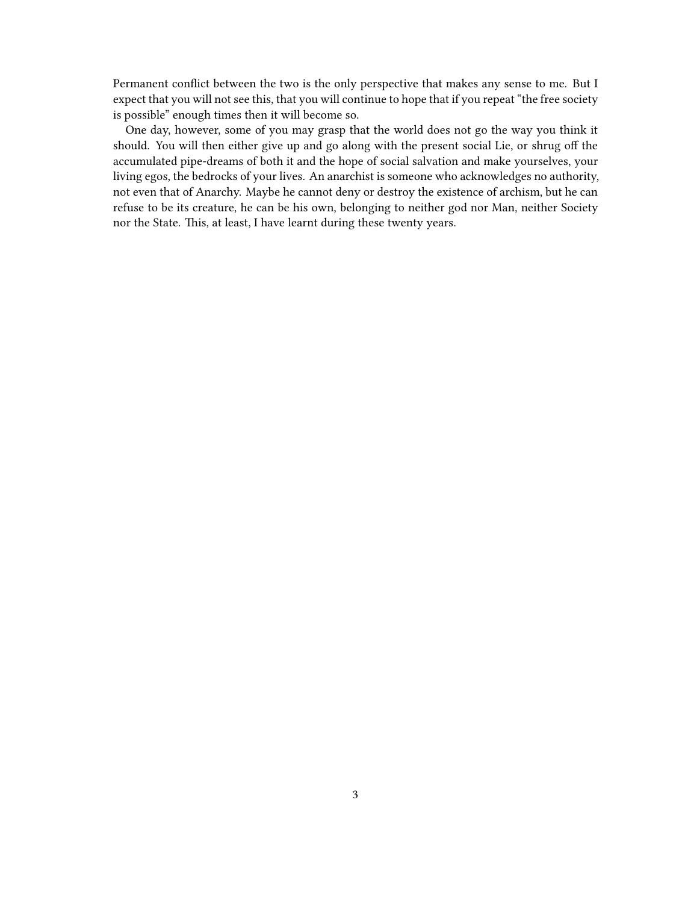Permanent conflict between the two is the only perspective that makes any sense to me. But I expect that you will not see this, that you will continue to hope that if you repeat "the free society is possible" enough times then it will become so.

One day, however, some of you may grasp that the world does not go the way you think it should. You will then either give up and go along with the present social Lie, or shrug off the accumulated pipe-dreams of both it and the hope of social salvation and make yourselves, your living egos, the bedrocks of your lives. An anarchist is someone who acknowledges no authority, not even that of Anarchy. Maybe he cannot deny or destroy the existence of archism, but he can refuse to be its creature, he can be his own, belonging to neither god nor Man, neither Society nor the State. This, at least, I have learnt during these twenty years.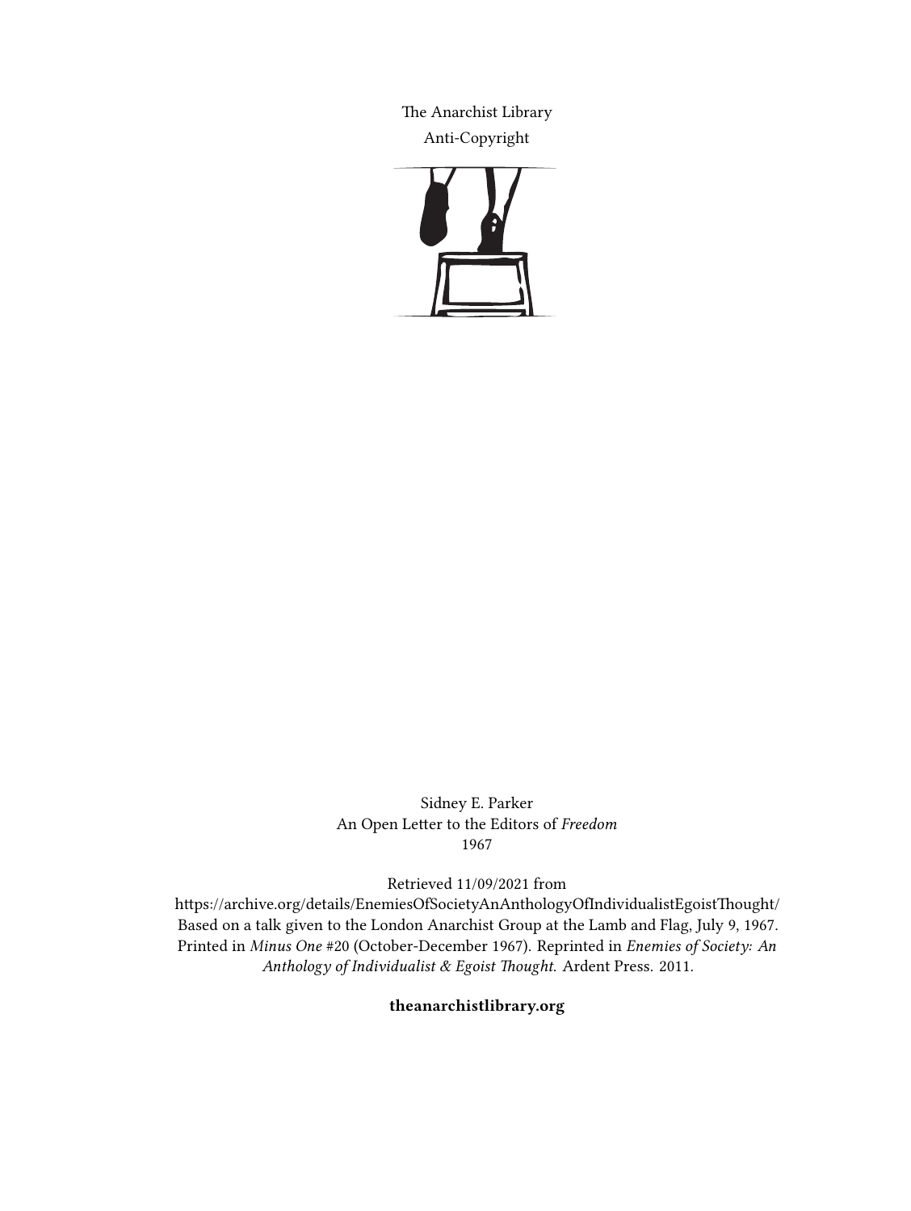The Anarchist Library
Anti-Copyright

Sidney E. Parker
An Open Letter to the Editors of *Freedom*
1967

Retrieved 11/09/2021 from
https://archive.org/details/EnemiesOfSocietyAnAnthologyOfIndividualistEgoistThought/
Based on a talk given to the London Anarchist Group at the Lamb and Flag, July 9, 1967.
Printed in *Minus One* #20 (October-December 1967). Reprinted in *Enemies of Society: An Anthology of Individualist & Egoist Thought.* Ardent Press. 2011.

**theanarchistlibrary.org**